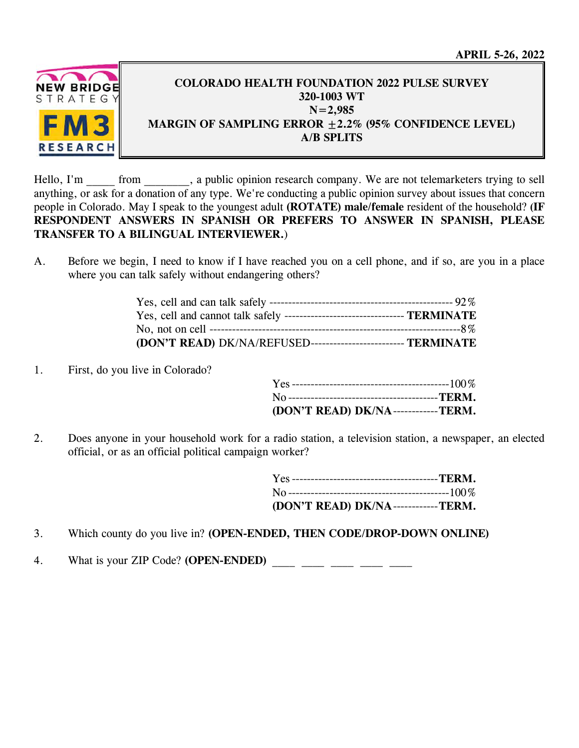APRIL 5-26, 2022

**COLORADO HEALTH FOUNDATION 2022 PULSE SURVEY**
**320-1003 WT**
**N=2,985**
**MARGIN OF SAMPLING ERROR ±2.2% (95% CONFIDENCE LEVEL)**
**A/B SPLITS**

Hello, I'm _____ from ________, a public opinion research company. We are not telemarketers trying to sell anything, or ask for a donation of any type. We're conducting a public opinion survey about issues that concern people in Colorado. May I speak to the youngest adult **(ROTATE) male/female** resident of the household? **(IF RESPONDENT ANSWERS IN SPANISH OR PREFERS TO ANSWER IN SPANISH, PLEASE TRANSFER TO A BILINGUAL INTERVIEWER.**)

A. Before we begin, I need to know if I have reached you on a cell phone, and if so, are you in a place where you can talk safely without endangering others?

| | |
|---|---|
| Yes, cell and can talk safely | 92% |
| Yes, cell and cannot talk safely | **TERMINATE** |
| No, not on cell | 8% |
| **(DON'T READ)** DK/NA/REFUSED | **TERMINATE** |

1. First, do you live in Colorado?

| | |
|---|---|
| Yes | 100% |
| No | **TERM.** |
| **(DON'T READ) DK/NA** | **TERM.** |

2. Does anyone in your household work for a radio station, a television station, a newspaper, an elected official, or as an official political campaign worker?

| | |
|---|---|
| Yes | **TERM.** |
| No | 100% |
| **(DON'T READ) DK/NA** | **TERM.** |

3. Which county do you live in? **(OPEN-ENDED, THEN CODE/DROP-DOWN ONLINE)**

4. What is your ZIP Code? **(OPEN-ENDED)** ____ ____ ____ ____ ____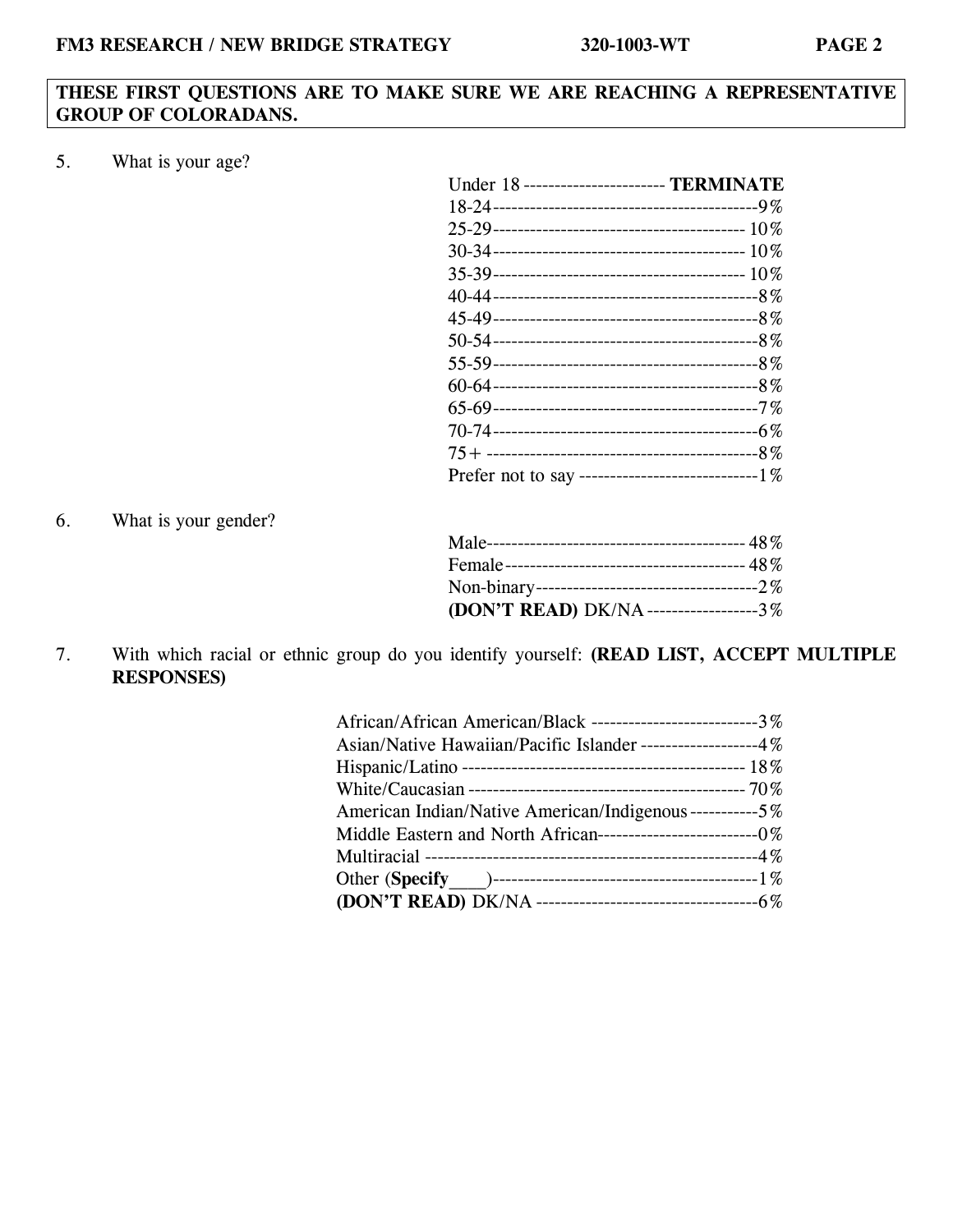**THESE FIRST QUESTIONS ARE TO MAKE SURE WE ARE REACHING A REPRESENTATIVE GROUP OF COLORADANS.**

5. What is your age?

| | |
|---|---|
| Under 18 | **TERMINATE** |
| 18-24 | 9% |
| 25-29 | 10% |
| 30-34 | 10% |
| 35-39 | 10% |
| 40-44 | 8% |
| 45-49 | 8% |
| 50-54 | 8% |
| 55-59 | 8% |
| 60-64 | 8% |
| 65-69 | 7% |
| 70-74 | 6% |
| 75+ | 8% |
| Prefer not to say | 1% |

6. What is your gender?

| | |
|---|---|
| Male | 48% |
| Female | 48% |
| Non-binary | 2% |
| **(DON'T READ)** DK/NA | 3% |

7. With which racial or ethnic group do you identify yourself: **(READ LIST, ACCEPT MULTIPLE RESPONSES)**

| | |
|---|---|
| African/African American/Black | 3% |
| Asian/Native Hawaiian/Pacific Islander | 4% |
| Hispanic/Latino | 18% |
| White/Caucasian | 70% |
| American Indian/Native American/Indigenous | 5% |
| Middle Eastern and North African | 0% |
| Multiracial | 4% |
| Other (**Specify**____) | 1% |
| **(DON'T READ)** DK/NA | 6% |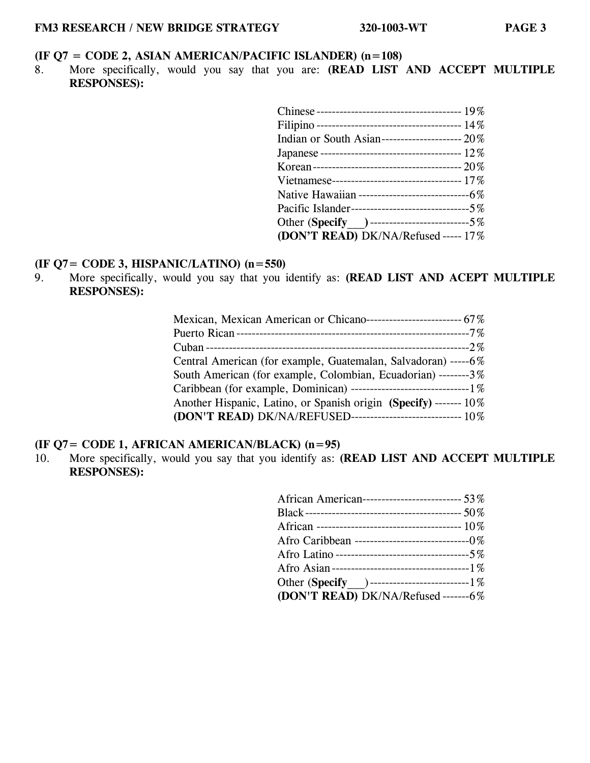**(IF Q7 = CODE 2, ASIAN AMERICAN/PACIFIC ISLANDER) (n=108)**

8. More specifically, would you say that you are: **(READ LIST AND ACCEPT MULTIPLE RESPONSES):**

| | |
|---|---|
| Chinese | 19% |
| Filipino | 14% |
| Indian or South Asian | 20% |
| Japanese | 12% |
| Korean | 20% |
| Vietnamese | 17% |
| Native Hawaiian | 6% |
| Pacific Islander | 5% |
| Other (**Specify**___) | 5% |
| **(DON'T READ)** DK/NA/Refused | 17% |

**(IF Q7= CODE 3, HISPANIC/LATINO) (n=550)**

9. More specifically, would you say that you identify as: **(READ LIST AND ACEPT MULTIPLE RESPONSES):**

| | |
|---|---|
| Mexican, Mexican American or Chicano | 67% |
| Puerto Rican | 7% |
| Cuban | 2% |
| Central American (for example, Guatemalan, Salvadoran) | 6% |
| South American (for example, Colombian, Ecuadorian) | 3% |
| Caribbean (for example, Dominican) | 1% |
| Another Hispanic, Latino, or Spanish origin **(Specify)** | 10% |
| **(DON'T READ)** DK/NA/REFUSED | 10% |

**(IF Q7= CODE 1, AFRICAN AMERICAN/BLACK) (n=95)**

10. More specifically, would you say that you identify as: **(READ LIST AND ACCEPT MULTIPLE RESPONSES):**

| | |
|---|---|
| African American | 53% |
| Black | 50% |
| African | 10% |
| Afro Caribbean | 0% |
| Afro Latino | 5% |
| Afro Asian | 1% |
| Other (**Specify**___) | 1% |
| **(DON'T READ)** DK/NA/Refused | 6% |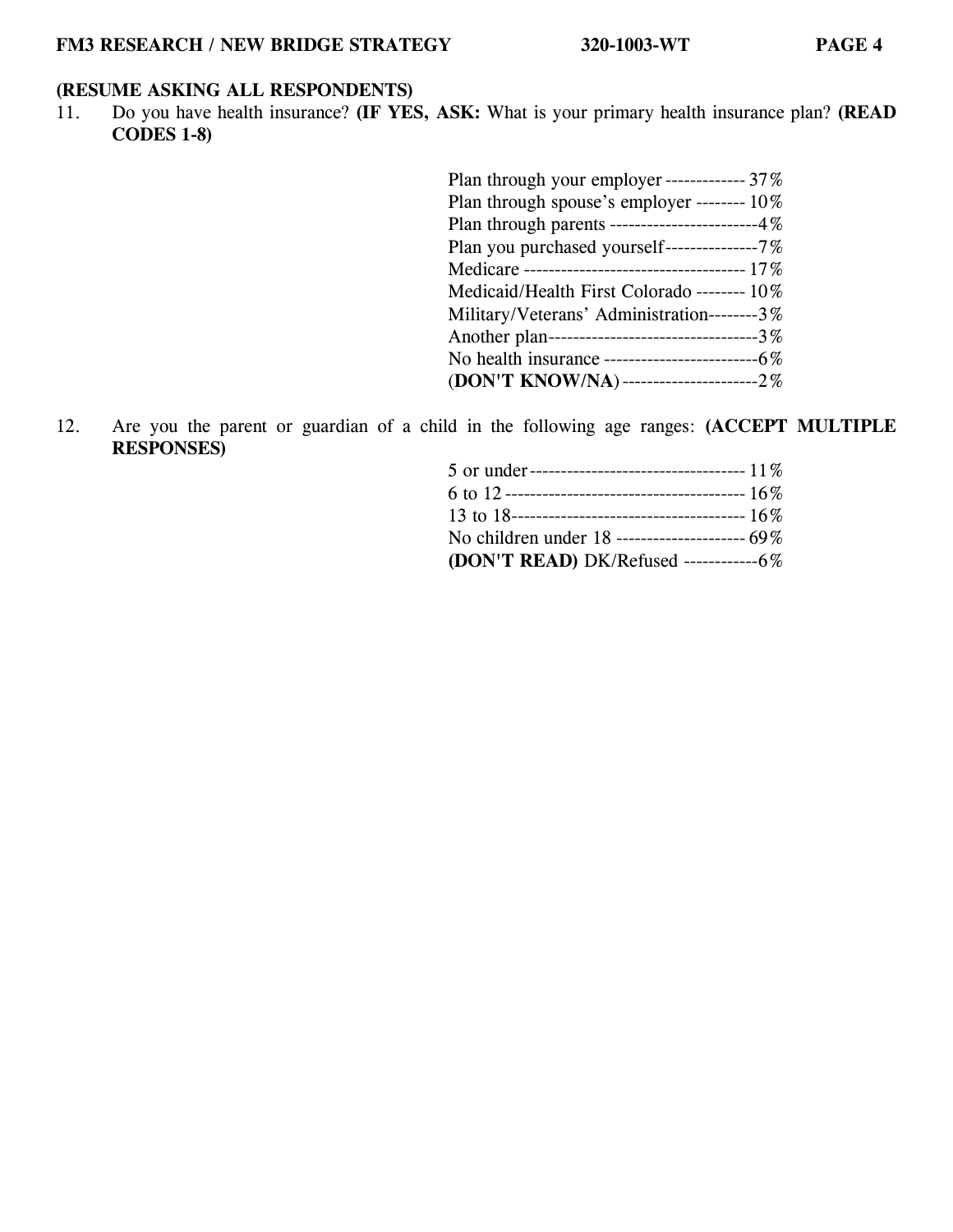**(RESUME ASKING ALL RESPONDENTS)**

11. Do you have health insurance? **(IF YES, ASK:** What is your primary health insurance plan? **(READ CODES 1-8)**

| | |
|---|---|
| Plan through your employer | 37% |
| Plan through spouse's employer | 10% |
| Plan through parents | 4% |
| Plan you purchased yourself | 7% |
| Medicare | 17% |
| Medicaid/Health First Colorado | 10% |
| Military/Veterans' Administration | 3% |
| Another plan | 3% |
| No health insurance | 6% |
| (**DON'T KNOW/NA**) | 2% |

12. Are you the parent or guardian of a child in the following age ranges: **(ACCEPT MULTIPLE RESPONSES)**

| | |
|---|---|
| 5 or under | 11% |
| 6 to 12 | 16% |
| 13 to 18 | 16% |
| No children under 18 | 69% |
| **(DON'T READ)** DK/Refused | 6% |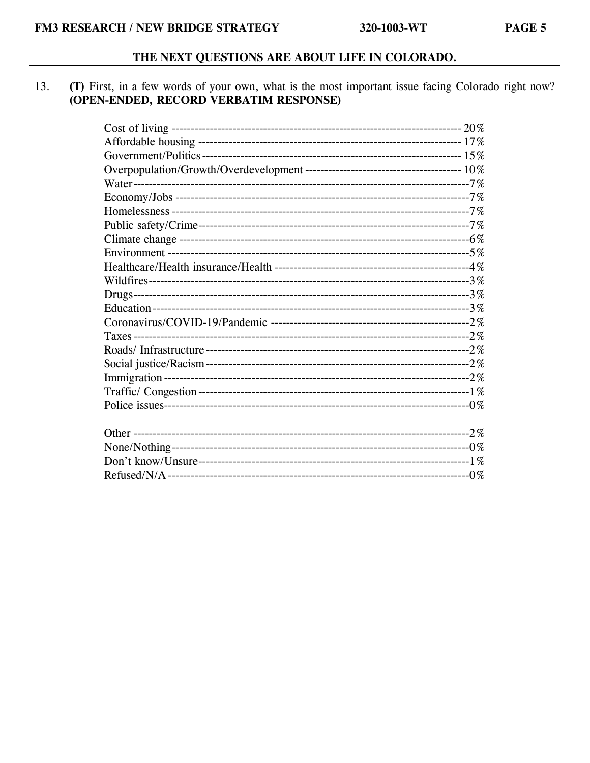**THE NEXT QUESTIONS ARE ABOUT LIFE IN COLORADO.**

13. **(T)** First, in a few words of your own, what is the most important issue facing Colorado right now? **(OPEN-ENDED, RECORD VERBATIM RESPONSE)**

| Response | % |
|---|---|
| Cost of living | 20% |
| Affordable housing | 17% |
| Government/Politics | 15% |
| Overpopulation/Growth/Overdevelopment | 10% |
| Water | 7% |
| Economy/Jobs | 7% |
| Homelessness | 7% |
| Public safety/Crime | 7% |
| Climate change | 6% |
| Environment | 5% |
| Healthcare/Health insurance/Health | 4% |
| Wildfires | 3% |
| Drugs | 3% |
| Education | 3% |
| Coronavirus/COVID-19/Pandemic | 2% |
| Taxes | 2% |
| Roads/ Infrastructure | 2% |
| Social justice/Racism | 2% |
| Immigration | 2% |
| Traffic/ Congestion | 1% |
| Police issues | 0% |
| | |
| Other | 2% |
| None/Nothing | 0% |
| Don't know/Unsure | 1% |
| Refused/N/A | 0% |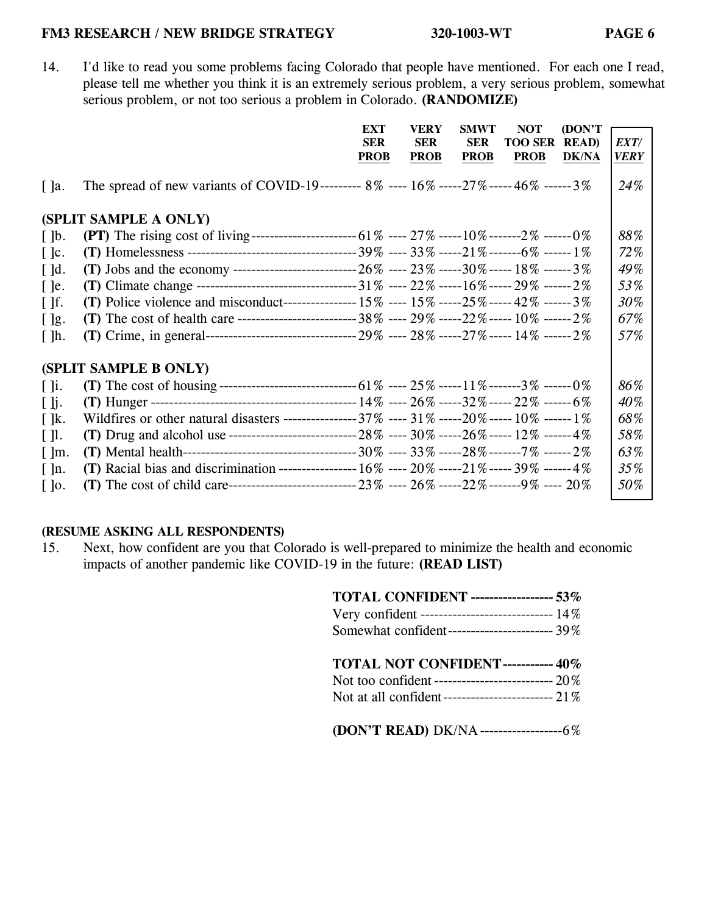14. I'd like to read you some problems facing Colorado that people have mentioned. For each one I read, please tell me whether you think it is an extremely serious problem, a very serious problem, somewhat serious problem, or not too serious a problem in Colorado. **(RANDOMIZE)**

| | | EXT SER PROB | VERY SER PROB | SMWT SER PROB | NOT TOO SER PROB | (DON'T READ) DK/NA | *EXT/ VERY* |
|---|---|---|---|---|---|---|---|
| [ ]a. | The spread of new variants of COVID-19 | 8% | 16% | 27% | 46% | 3% | *24%* |
| **(SPLIT SAMPLE A ONLY)** | | | | | | | |
| [ ]b. | **(PT)** The rising cost of living | 61% | 27% | 10% | 2% | 0% | *88%* |
| [ ]c. | **(T)** Homelessness | 39% | 33% | 21% | 6% | 1% | *72%* |
| [ ]d. | **(T)** Jobs and the economy | 26% | 23% | 30% | 18% | 3% | *49%* |
| [ ]e. | **(T)** Climate change | 31% | 22% | 16% | 29% | 2% | *53%* |
| [ ]f. | **(T)** Police violence and misconduct | 15% | 15% | 25% | 42% | 3% | *30%* |
| [ ]g. | **(T)** The cost of health care | 38% | 29% | 22% | 10% | 2% | *67%* |
| [ ]h. | **(T)** Crime, in general | 29% | 28% | 27% | 14% | 2% | *57%* |
| **(SPLIT SAMPLE B ONLY)** | | | | | | | |
| [ ]i. | **(T)** The cost of housing | 61% | 25% | 11% | 3% | 0% | *86%* |
| [ ]j. | **(T)** Hunger | 14% | 26% | 32% | 22% | 6% | *40%* |
| [ ]k. | Wildfires or other natural disasters | 37% | 31% | 20% | 10% | 1% | *68%* |
| [ ]l. | **(T)** Drug and alcohol use | 28% | 30% | 26% | 12% | 4% | *58%* |
| [ ]m. | **(T)** Mental health | 30% | 33% | 28% | 7% | 2% | *63%* |
| [ ]n. | **(T)** Racial bias and discrimination | 16% | 20% | 21% | 39% | 4% | *35%* |
| [ ]o. | **(T)** The cost of child care | 23% | 26% | 22% | 9% | 20% | *50%* |

**(RESUME ASKING ALL RESPONDENTS)**

15. Next, how confident are you that Colorado is well-prepared to minimize the health and economic impacts of another pandemic like COVID-19 in the future: **(READ LIST)**

| | |
|---|---|
| **TOTAL CONFIDENT** | **53%** |
| Very confident | 14% |
| Somewhat confident | 39% |
| **TOTAL NOT CONFIDENT** | **40%** |
| Not too confident | 20% |
| Not at all confident | 21% |
| **(DON'T READ)** DK/NA | 6% |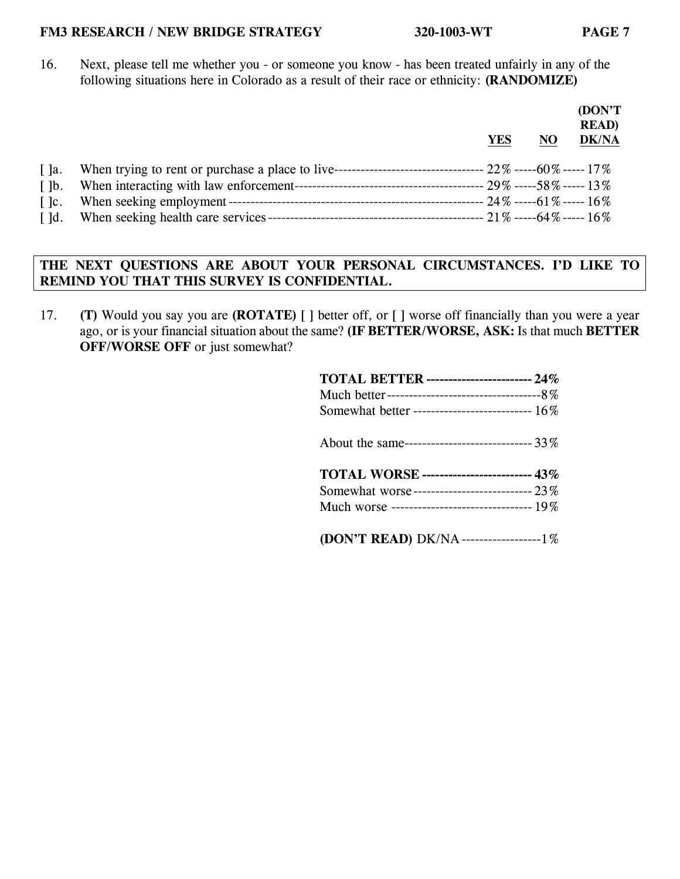16. Next, please tell me whether you - or someone you know - has been treated unfairly in any of the following situations here in Colorado as a result of their race or ethnicity: **(RANDOMIZE)**

| | | YES | NO | (DON'T READ) DK/NA |
|---|---|---|---|---|
| [ ]a. | When trying to rent or purchase a place to live | 22% | 60% | 17% |
| [ ]b. | When interacting with law enforcement | 29% | 58% | 13% |
| [ ]c. | When seeking employment | 24% | 61% | 16% |
| [ ]d. | When seeking health care services | 21% | 64% | 16% |

**THE NEXT QUESTIONS ARE ABOUT YOUR PERSONAL CIRCUMSTANCES. I'D LIKE TO REMIND YOU THAT THIS SURVEY IS CONFIDENTIAL.**

17. **(T)** Would you say you are **(ROTATE) [ ]** better off, or **[ ]** worse off financially than you were a year ago, or is your financial situation about the same? **(IF BETTER/WORSE, ASK:** Is that much **BETTER OFF/WORSE OFF** or just somewhat?

| | |
|---|---|
| **TOTAL BETTER** | **24%** |
| Much better | 8% |
| Somewhat better | 16% |
| | |
| About the same | 33% |
| | |
| **TOTAL WORSE** | **43%** |
| Somewhat worse | 23% |
| Much worse | 19% |
| | |
| **(DON'T READ)** DK/NA | 1% |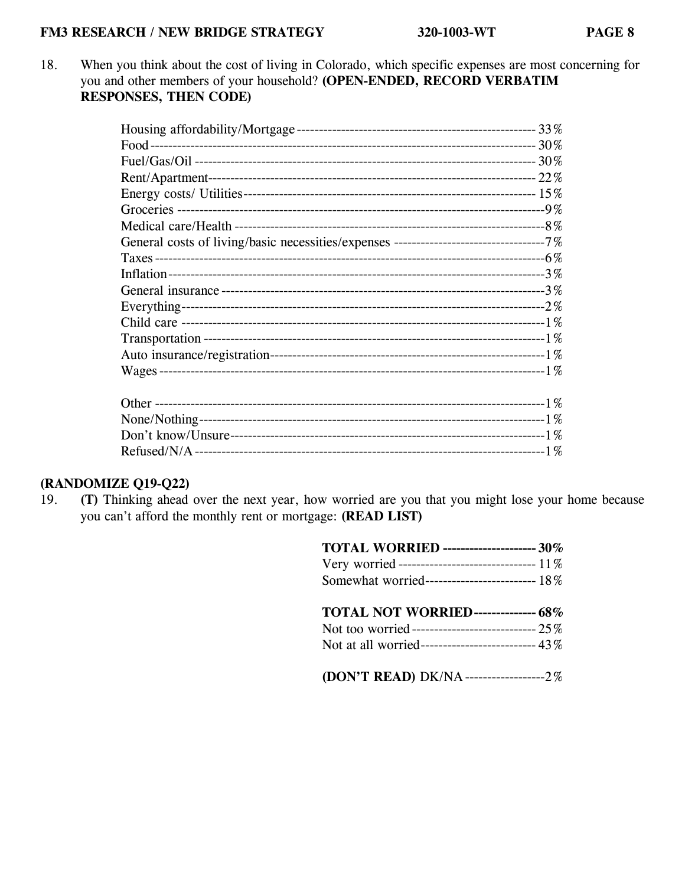18. When you think about the cost of living in Colorado, which specific expenses are most concerning for you and other members of your household? **(OPEN-ENDED, RECORD VERBATIM RESPONSES, THEN CODE)**

| | |
|---|---|
| Housing affordability/Mortgage | 33% |
| Food | 30% |
| Fuel/Gas/Oil | 30% |
| Rent/Apartment | 22% |
| Energy costs/ Utilities | 15% |
| Groceries | 9% |
| Medical care/Health | 8% |
| General costs of living/basic necessities/expenses | 7% |
| Taxes | 6% |
| Inflation | 3% |
| General insurance | 3% |
| Everything | 2% |
| Child care | 1% |
| Transportation | 1% |
| Auto insurance/registration | 1% |
| Wages | 1% |
| | |
| Other | 1% |
| None/Nothing | 1% |
| Don't know/Unsure | 1% |
| Refused/N/A | 1% |

**(RANDOMIZE Q19-Q22)**

19. **(T)** Thinking ahead over the next year, how worried are you that you might lose your home because you can't afford the monthly rent or mortgage: **(READ LIST)**

| | |
|---|---|
| **TOTAL WORRIED** | **30%** |
| Very worried | 11% |
| Somewhat worried | 18% |
| | |
| **TOTAL NOT WORRIED** | **68%** |
| Not too worried | 25% |
| Not at all worried | 43% |
| | |
| **(DON'T READ)** DK/NA | 2% |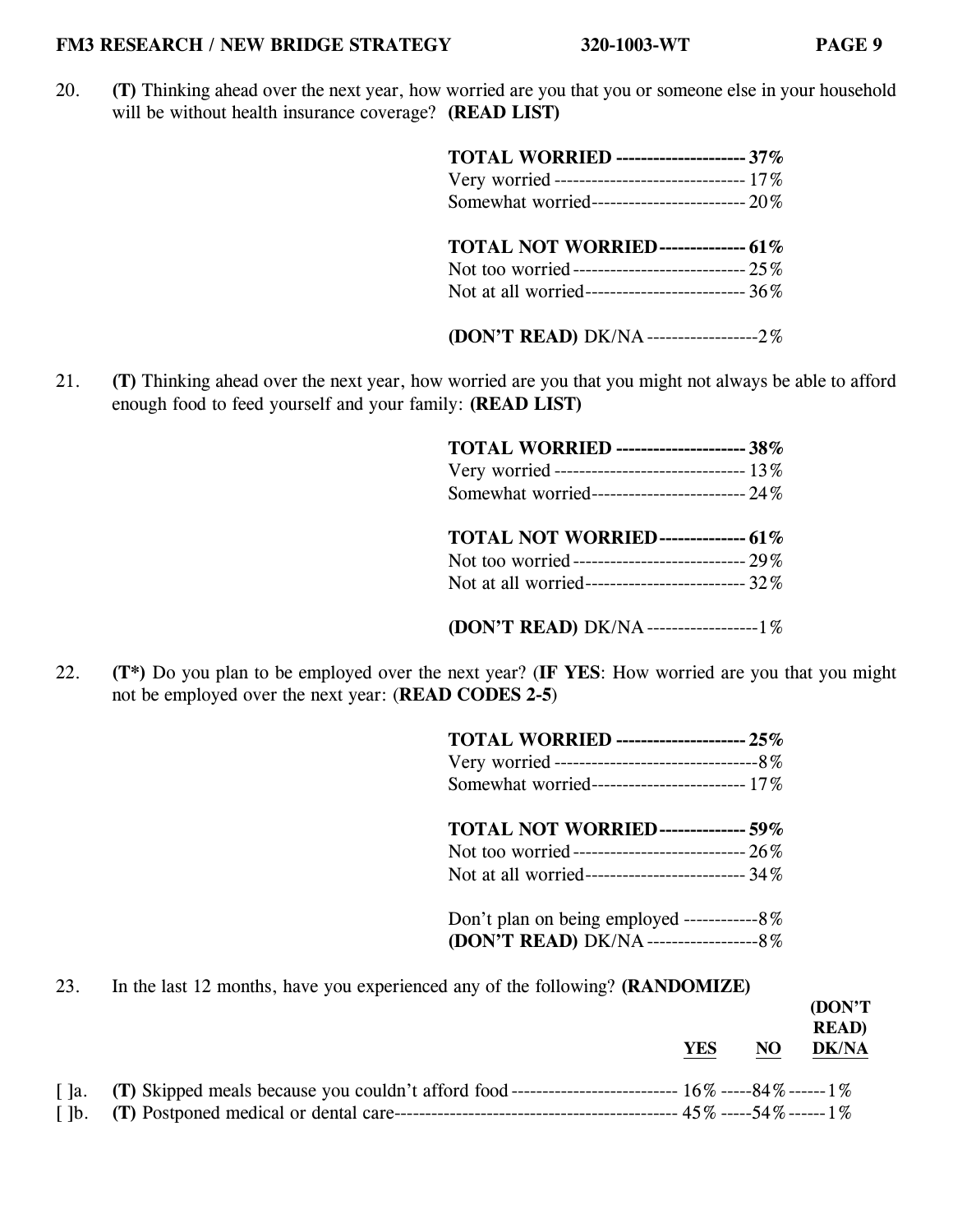20. **(T)** Thinking ahead over the next year, how worried are you that you or someone else in your household will be without health insurance coverage? **(READ LIST)**

| | |
|---|---|
| **TOTAL WORRIED** | **37%** |
| Very worried | 17% |
| Somewhat worried | 20% |
| | |
| **TOTAL NOT WORRIED** | **61%** |
| Not too worried | 25% |
| Not at all worried | 36% |
| | |
| **(DON'T READ)** DK/NA | 2% |

21. **(T)** Thinking ahead over the next year, how worried are you that you might not always be able to afford enough food to feed yourself and your family: **(READ LIST)**

| | |
|---|---|
| **TOTAL WORRIED** | **38%** |
| Very worried | 13% |
| Somewhat worried | 24% |
| | |
| **TOTAL NOT WORRIED** | **61%** |
| Not too worried | 29% |
| Not at all worried | 32% |
| | |
| **(DON'T READ)** DK/NA | 1% |

22. **(T*)** Do you plan to be employed over the next year? (**IF YES**: How worried are you that you might not be employed over the next year: (**READ CODES 2-5**)

| | |
|---|---|
| **TOTAL WORRIED** | **25%** |
| Very worried | 8% |
| Somewhat worried | 17% |
| | |
| **TOTAL NOT WORRIED** | **59%** |
| Not too worried | 26% |
| Not at all worried | 34% |
| | |
| Don't plan on being employed | 8% |
| **(DON'T READ)** DK/NA | 8% |

23. In the last 12 months, have you experienced any of the following? **(RANDOMIZE)**

| | | YES | NO | (DON'T READ) DK/NA |
|---|---|---|---|---|
| [ ]a. | **(T)** Skipped meals because you couldn't afford food | 16% | 84% | 1% |
| [ ]b. | **(T)** Postponed medical or dental care | 45% | 54% | 1% |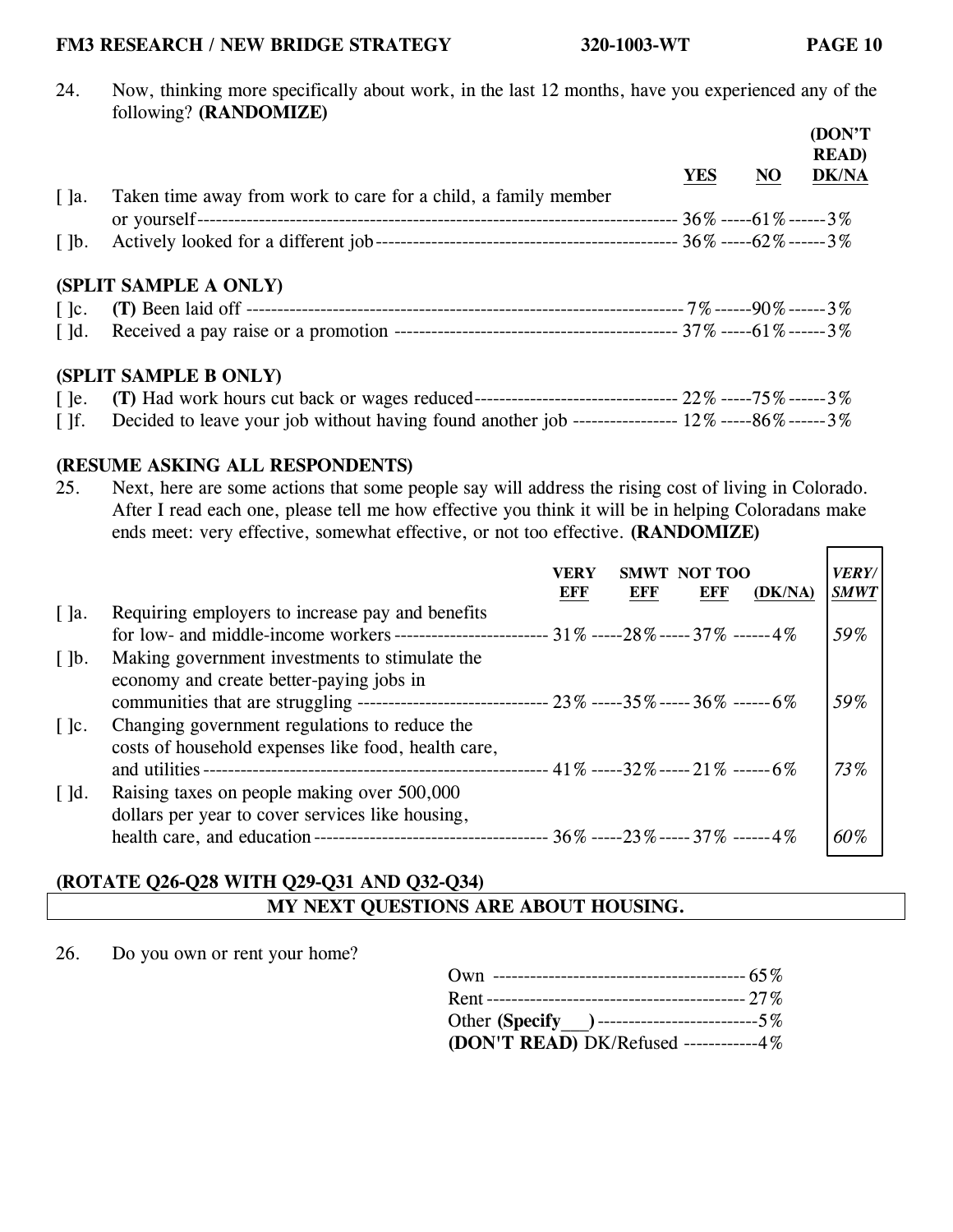24. Now, thinking more specifically about work, in the last 12 months, have you experienced any of the following? **(RANDOMIZE)**

| | | YES | NO | (DON'T READ) DK/NA |
|---|---|---|---|---|
| [ ]a. | Taken time away from work to care for a child, a family member or yourself | 36% | 61% | 3% |
| [ ]b. | Actively looked for a different job | 36% | 62% | 3% |
| | **(SPLIT SAMPLE A ONLY)** | | | |
| [ ]c. | **(T)** Been laid off | 7% | 90% | 3% |
| [ ]d. | Received a pay raise or a promotion | 37% | 61% | 3% |
| | **(SPLIT SAMPLE B ONLY)** | | | |
| [ ]e. | **(T)** Had work hours cut back or wages reduced | 22% | 75% | 3% |
| [ ]f. | Decided to leave your job without having found another job | 12% | 86% | 3% |

**(RESUME ASKING ALL RESPONDENTS)**

25. Next, here are some actions that some people say will address the rising cost of living in Colorado. After I read each one, please tell me how effective you think it will be in helping Coloradans make ends meet: very effective, somewhat effective, or not too effective. **(RANDOMIZE)**

| | | VERY EFF | SMWT EFF | NOT TOO EFF | (DK/NA) | *VERY/ SMWT* |
|---|---|---|---|---|---|---|
| [ ]a. | Requiring employers to increase pay and benefits for low- and middle-income workers | 31% | 28% | 37% | 4% | *59%* |
| [ ]b. | Making government investments to stimulate the economy and create better-paying jobs in communities that are struggling | 23% | 35% | 36% | 6% | *59%* |
| [ ]c. | Changing government regulations to reduce the costs of household expenses like food, health care, and utilities | 41% | 32% | 21% | 6% | *73%* |
| [ ]d. | Raising taxes on people making over 500,000 dollars per year to cover services like housing, health care, and education | 36% | 23% | 37% | 4% | *60%* |

**(ROTATE Q26-Q28 WITH Q29-Q31 AND Q32-Q34)**

**MY NEXT QUESTIONS ARE ABOUT HOUSING.**

26. Do you own or rent your home?

| | |
|---|---|
| Own | 65% |
| Rent | 27% |
| Other **(Specify___)** | 5% |
| **(DON'T READ)** DK/Refused | 4% |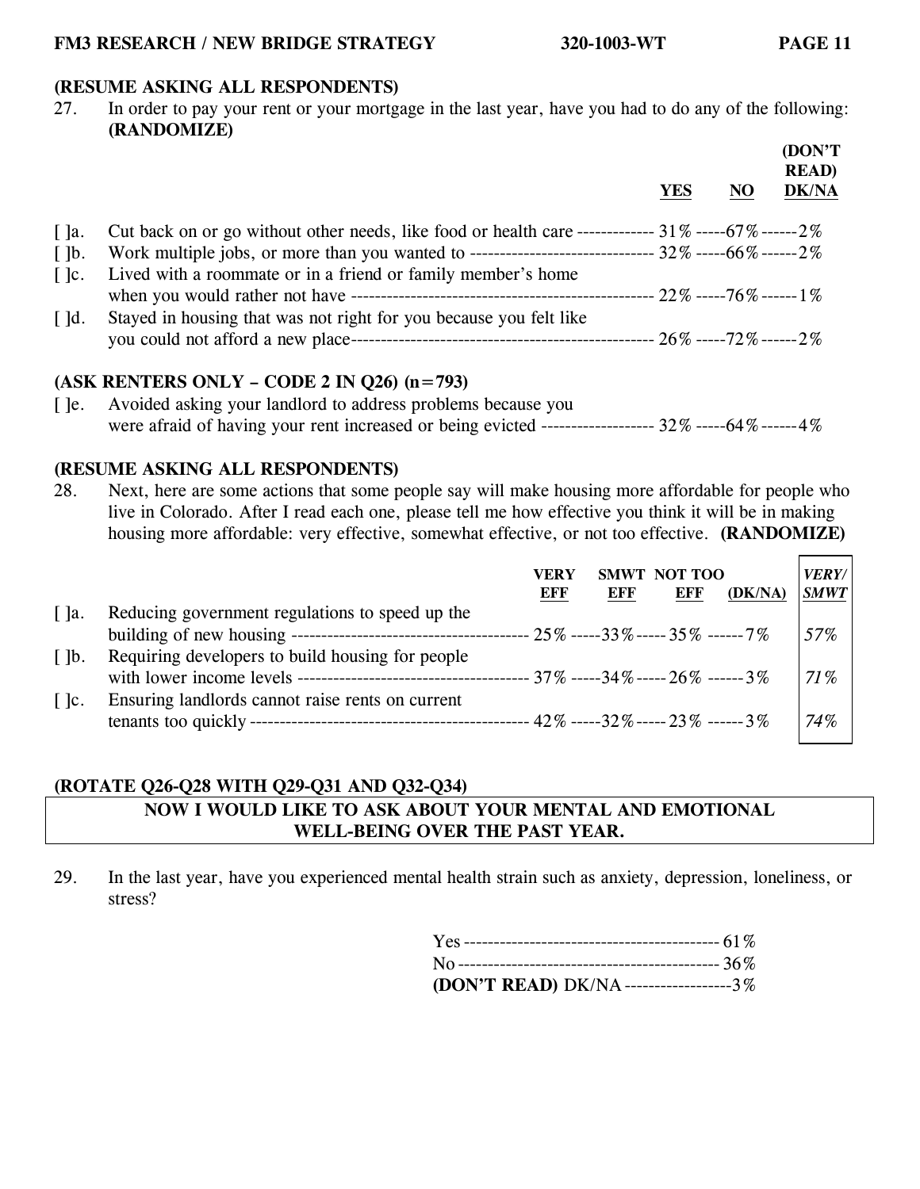**(RESUME ASKING ALL RESPONDENTS)**

27. In order to pay your rent or your mortgage in the last year, have you had to do any of the following: **(RANDOMIZE)**

| | | YES | NO | (DON'T READ) DK/NA |
|---|---|---|---|---|
| [ ]a. | Cut back on or go without other needs, like food or health care | 31% | 67% | 2% |
| [ ]b. | Work multiple jobs, or more than you wanted to | 32% | 66% | 2% |
| [ ]c. | Lived with a roommate or in a friend or family member's home when you would rather not have | 22% | 76% | 1% |
| [ ]d. | Stayed in housing that was not right for you because you felt like you could not afford a new place | 26% | 72% | 2% |

**(ASK RENTERS ONLY – CODE 2 IN Q26) (n=793)**

| | | YES | NO | (DON'T READ) DK/NA |
|---|---|---|---|---|
| [ ]e. | Avoided asking your landlord to address problems because you were afraid of having your rent increased or being evicted | 32% | 64% | 4% |

**(RESUME ASKING ALL RESPONDENTS)**

28. Next, here are some actions that some people say will make housing more affordable for people who live in Colorado. After I read each one, please tell me how effective you think it will be in making housing more affordable: very effective, somewhat effective, or not too effective. **(RANDOMIZE)**

| | | VERY EFF | SMWT EFF | NOT TOO EFF | (DK/NA) | *VERY/ SMWT* |
|---|---|---|---|---|---|---|
| [ ]a. | Reducing government regulations to speed up the building of new housing | 25% | 33% | 35% | 7% | *57%* |
| [ ]b. | Requiring developers to build housing for people with lower income levels | 37% | 34% | 26% | 3% | *71%* |
| [ ]c. | Ensuring landlords cannot raise rents on current tenants too quickly | 42% | 32% | 23% | 3% | *74%* |

**(ROTATE Q26-Q28 WITH Q29-Q31 AND Q32-Q34)**

**NOW I WOULD LIKE TO ASK ABOUT YOUR MENTAL AND EMOTIONAL WELL-BEING OVER THE PAST YEAR.**

29. In the last year, have you experienced mental health strain such as anxiety, depression, loneliness, or stress?

| | |
|---|---|
| Yes | 61% |
| No | 36% |
| **(DON'T READ)** DK/NA | 3% |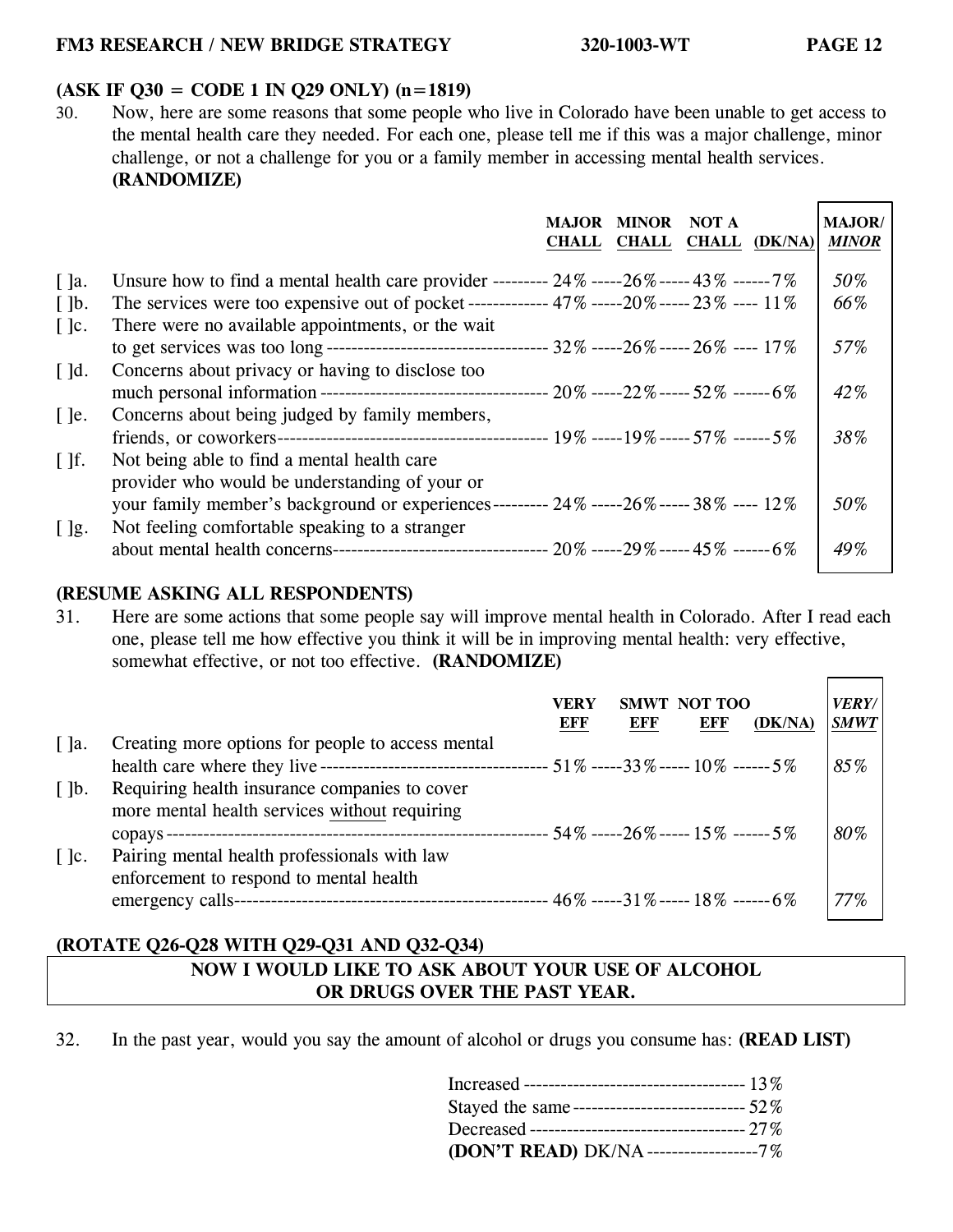**(ASK IF Q30 = CODE 1 IN Q29 ONLY) (n=1819)**

30. Now, here are some reasons that some people who live in Colorado have been unable to get access to the mental health care they needed. For each one, please tell me if this was a major challenge, minor challenge, or not a challenge for you or a family member in accessing mental health services. **(RANDOMIZE)**

| | | MAJOR CHALL | MINOR CHALL | NOT A CHALL | (DK/NA) | MAJOR/ *MINOR* |
|---|---|---|---|---|---|---|
| [ ]a. | Unsure how to find a mental health care provider | 24% | 26% | 43% | 7% | *50%* |
| [ ]b. | The services were too expensive out of pocket | 47% | 20% | 23% | 11% | *66%* |
| [ ]c. | There were no available appointments, or the wait to get services was too long | 32% | 26% | 26% | 17% | *57%* |
| [ ]d. | Concerns about privacy or having to disclose too much personal information | 20% | 22% | 52% | 6% | *42%* |
| [ ]e. | Concerns about being judged by family members, friends, or coworkers | 19% | 19% | 57% | 5% | *38%* |
| [ ]f. | Not being able to find a mental health care provider who would be understanding of your or your family member's background or experiences | 24% | 26% | 38% | 12% | *50%* |
| [ ]g. | Not feeling comfortable speaking to a stranger about mental health concerns | 20% | 29% | 45% | 6% | *49%* |

**(RESUME ASKING ALL RESPONDENTS)**

31. Here are some actions that some people say will improve mental health in Colorado. After I read each one, please tell me how effective you think it will be in improving mental health: very effective, somewhat effective, or not too effective. **(RANDOMIZE)**

| | | VERY EFF | SMWT EFF | NOT TOO EFF | (DK/NA) | *VERY/ SMWT* |
|---|---|---|---|---|---|---|
| [ ]a. | Creating more options for people to access mental health care where they live | 51% | 33% | 10% | 5% | *85%* |
| [ ]b. | Requiring health insurance companies to cover more mental health services <u>without</u> requiring copays | 54% | 26% | 15% | 5% | *80%* |
| [ ]c. | Pairing mental health professionals with law enforcement to respond to mental health emergency calls | 46% | 31% | 18% | 6% | *77%* |

**(ROTATE Q26-Q28 WITH Q29-Q31 AND Q32-Q34)**

**NOW I WOULD LIKE TO ASK ABOUT YOUR USE OF ALCOHOL OR DRUGS OVER THE PAST YEAR.**

32. In the past year, would you say the amount of alcohol or drugs you consume has: **(READ LIST)**

| | |
|---|---|
| Increased | 13% |
| Stayed the same | 52% |
| Decreased | 27% |
| **(DON'T READ)** DK/NA | 7% |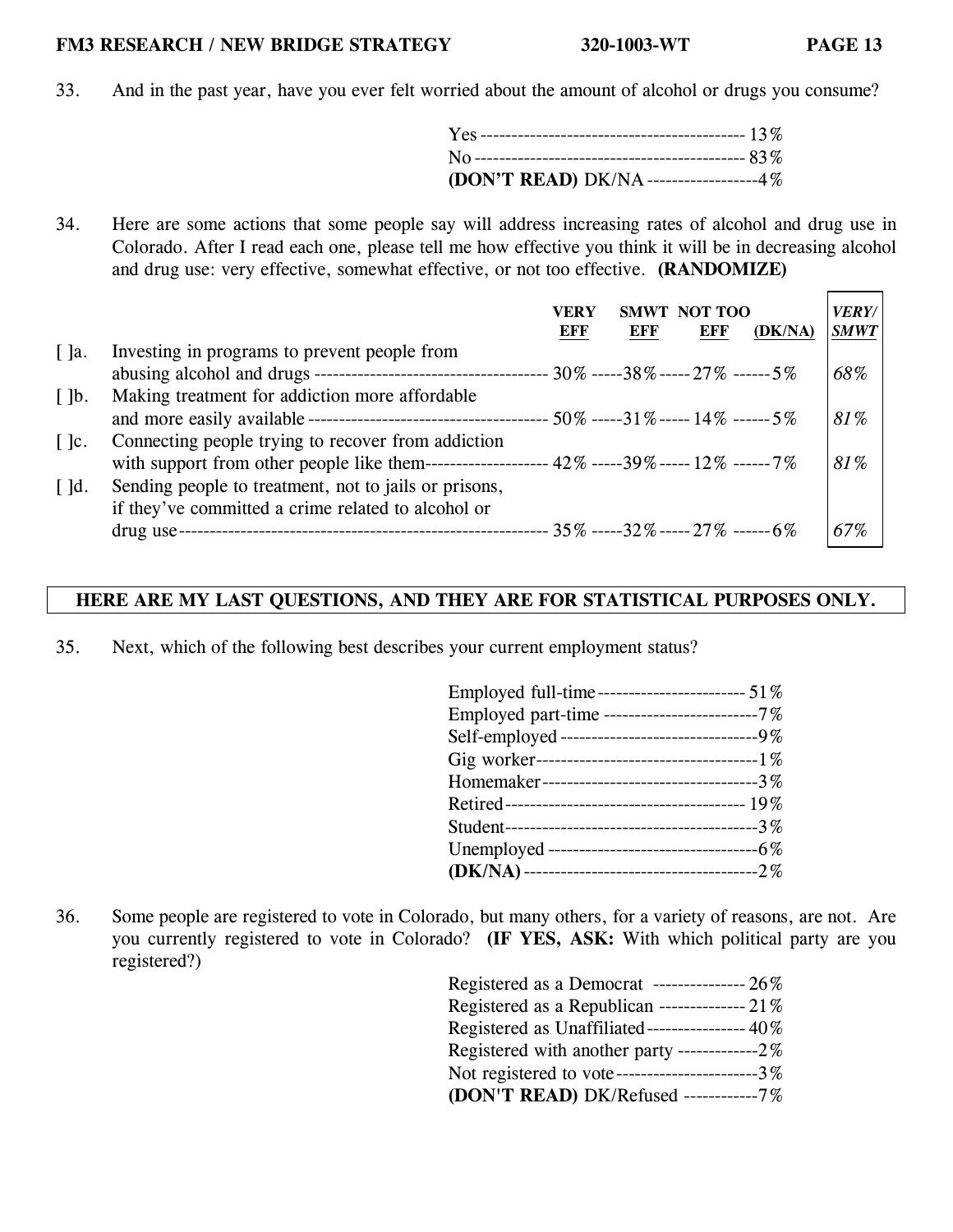33. And in the past year, have you ever felt worried about the amount of alcohol or drugs you consume?

| | |
|---|---|
| Yes | 13% |
| No | 83% |
| **(DON'T READ)** DK/NA | 4% |

34. Here are some actions that some people say will address increasing rates of alcohol and drug use in Colorado. After I read each one, please tell me how effective you think it will be in decreasing alcohol and drug use: very effective, somewhat effective, or not too effective. **(RANDOMIZE)**

| | | VERY EFF | SMWT EFF | NOT TOO EFF | (DK/NA) | *VERY/ SMWT* |
|---|---|---|---|---|---|---|
| [ ]a. | Investing in programs to prevent people from abusing alcohol and drugs | 30% | 38% | 27% | 5% | *68%* |
| [ ]b. | Making treatment for addiction more affordable and more easily available | 50% | 31% | 14% | 5% | *81%* |
| [ ]c. | Connecting people trying to recover from addiction with support from other people like them | 42% | 39% | 12% | 7% | *81%* |
| [ ]d. | Sending people to treatment, not to jails or prisons, if they've committed a crime related to alcohol or drug use | 35% | 32% | 27% | 6% | *67%* |

**HERE ARE MY LAST QUESTIONS, AND THEY ARE FOR STATISTICAL PURPOSES ONLY.**

35. Next, which of the following best describes your current employment status?

| | |
|---|---|
| Employed full-time | 51% |
| Employed part-time | 7% |
| Self-employed | 9% |
| Gig worker | 1% |
| Homemaker | 3% |
| Retired | 19% |
| Student | 3% |
| Unemployed | 6% |
| **(DK/NA)** | 2% |

36. Some people are registered to vote in Colorado, but many others, for a variety of reasons, are not. Are you currently registered to vote in Colorado? **(IF YES, ASK:** With which political party are you registered?)

| | |
|---|---|
| Registered as a Democrat | 26% |
| Registered as a Republican | 21% |
| Registered as Unaffiliated | 40% |
| Registered with another party | 2% |
| Not registered to vote | 3% |
| **(DON'T READ)** DK/Refused | 7% |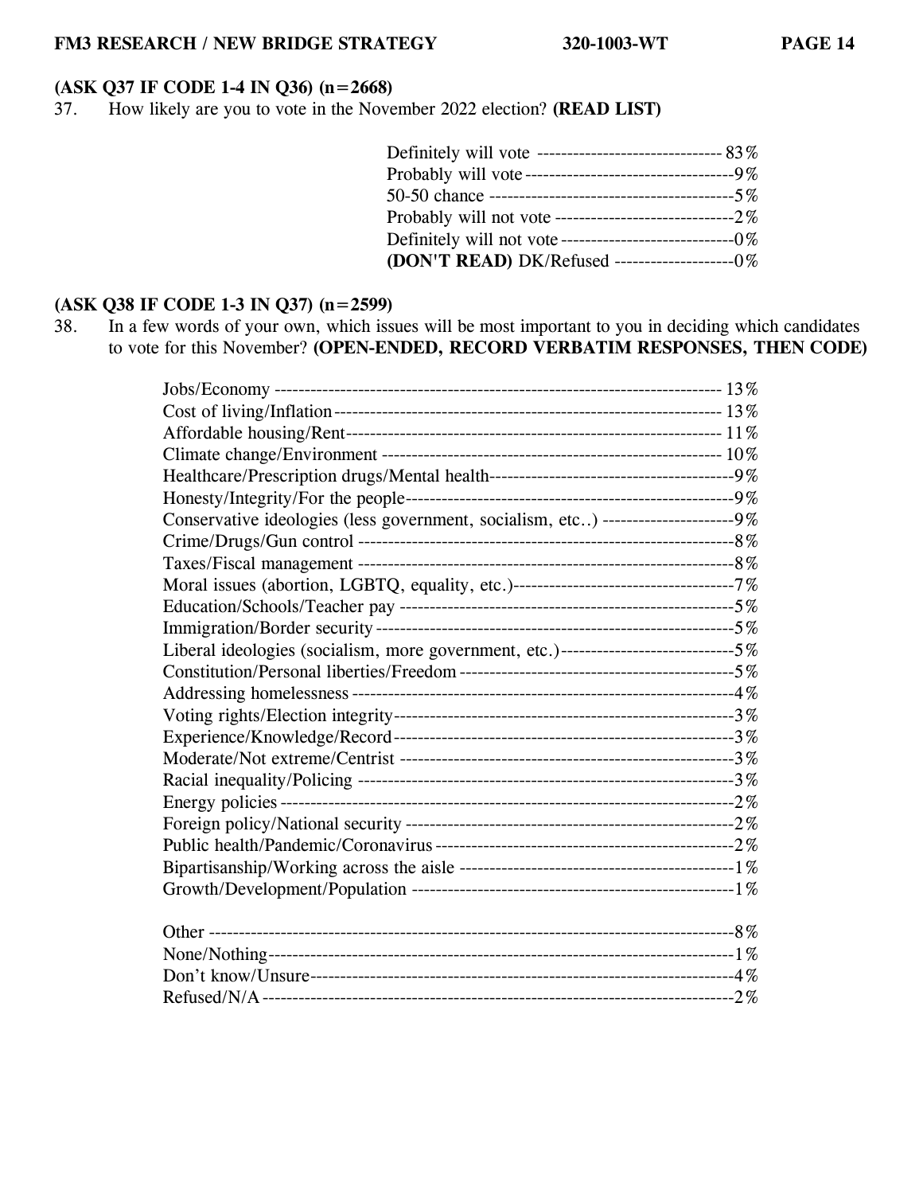**(ASK Q37 IF CODE 1-4 IN Q36) (n=2668)**

37. How likely are you to vote in the November 2022 election? **(READ LIST)**

| Response | % |
|---|---|
| Definitely will vote | 83% |
| Probably will vote | 9% |
| 50-50 chance | 5% |
| Probably will not vote | 2% |
| Definitely will not vote | 0% |
| **(DON'T READ)** DK/Refused | 0% |

**(ASK Q38 IF CODE 1-3 IN Q37) (n=2599)**

38. In a few words of your own, which issues will be most important to you in deciding which candidates to vote for this November? **(OPEN-ENDED, RECORD VERBATIM RESPONSES, THEN CODE)**

| Response | % |
|---|---|
| Jobs/Economy | 13% |
| Cost of living/Inflation | 13% |
| Affordable housing/Rent | 11% |
| Climate change/Environment | 10% |
| Healthcare/Prescription drugs/Mental health | 9% |
| Honesty/Integrity/For the people | 9% |
| Conservative ideologies (less government, socialism, etc..) | 9% |
| Crime/Drugs/Gun control | 8% |
| Taxes/Fiscal management | 8% |
| Moral issues (abortion, LGBTQ, equality, etc.) | 7% |
| Education/Schools/Teacher pay | 5% |
| Immigration/Border security | 5% |
| Liberal ideologies (socialism, more government, etc.) | 5% |
| Constitution/Personal liberties/Freedom | 5% |
| Addressing homelessness | 4% |
| Voting rights/Election integrity | 3% |
| Experience/Knowledge/Record | 3% |
| Moderate/Not extreme/Centrist | 3% |
| Racial inequality/Policing | 3% |
| Energy policies | 2% |
| Foreign policy/National security | 2% |
| Public health/Pandemic/Coronavirus | 2% |
| Bipartisanship/Working across the aisle | 1% |
| Growth/Development/Population | 1% |
| | |
| Other | 8% |
| None/Nothing | 1% |
| Don't know/Unsure | 4% |
| Refused/N/A | 2% |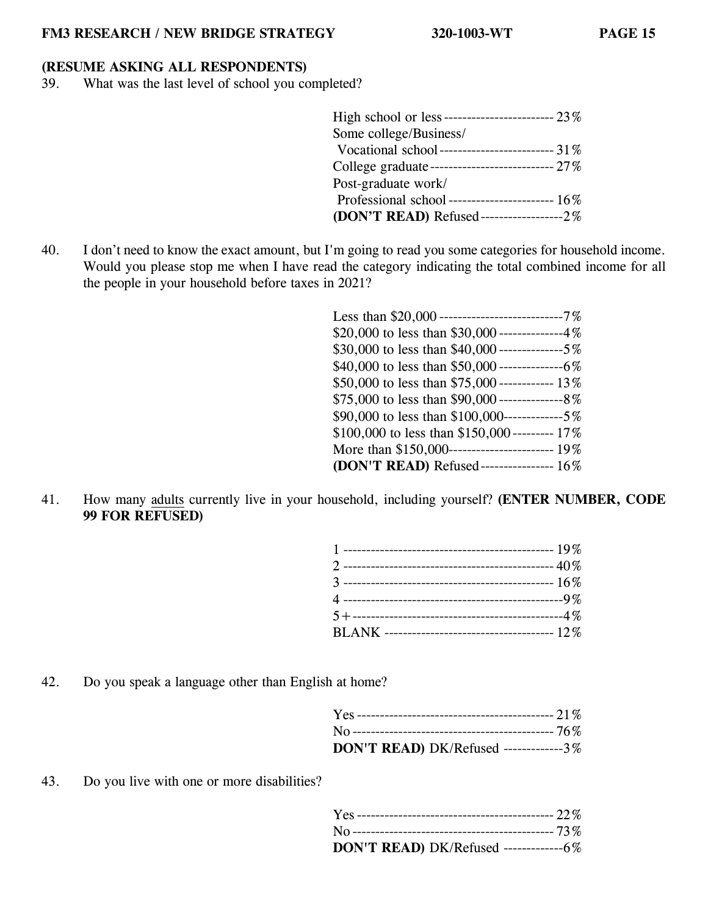**(RESUME ASKING ALL RESPONDENTS)**

39. What was the last level of school you completed?

| | |
|---|---|
| High school or less | 23% |
| Some college/Business/ Vocational school | 31% |
| College graduate | 27% |
| Post-graduate work/ Professional school | 16% |
| **(DON'T READ)** Refused | 2% |

40. I don't need to know the exact amount, but I'm going to read you some categories for household income. Would you please stop me when I have read the category indicating the total combined income for all the people in your household before taxes in 2021?

| | |
|---|---|
| Less than $20,000 | 7% |
| $20,000 to less than $30,000 | 4% |
| $30,000 to less than $40,000 | 5% |
| $40,000 to less than $50,000 | 6% |
| $50,000 to less than $75,000 | 13% |
| $75,000 to less than $90,000 | 8% |
| $90,000 to less than $100,000 | 5% |
| $100,000 to less than $150,000 | 17% |
| More than $150,000 | 19% |
| **(DON'T READ)** Refused | 16% |

41. How many adults currently live in your household, including yourself? **(ENTER NUMBER, CODE 99 FOR REFUSED)**

| | |
|---|---|
| 1 | 19% |
| 2 | 40% |
| 3 | 16% |
| 4 | 9% |
| 5+ | 4% |
| BLANK | 12% |

42. Do you speak a language other than English at home?

| | |
|---|---|
| Yes | 21% |
| No | 76% |
| **DON'T READ)** DK/Refused | 3% |

43. Do you live with one or more disabilities?

| | |
|---|---|
| Yes | 22% |
| No | 73% |
| **DON'T READ)** DK/Refused | 6% |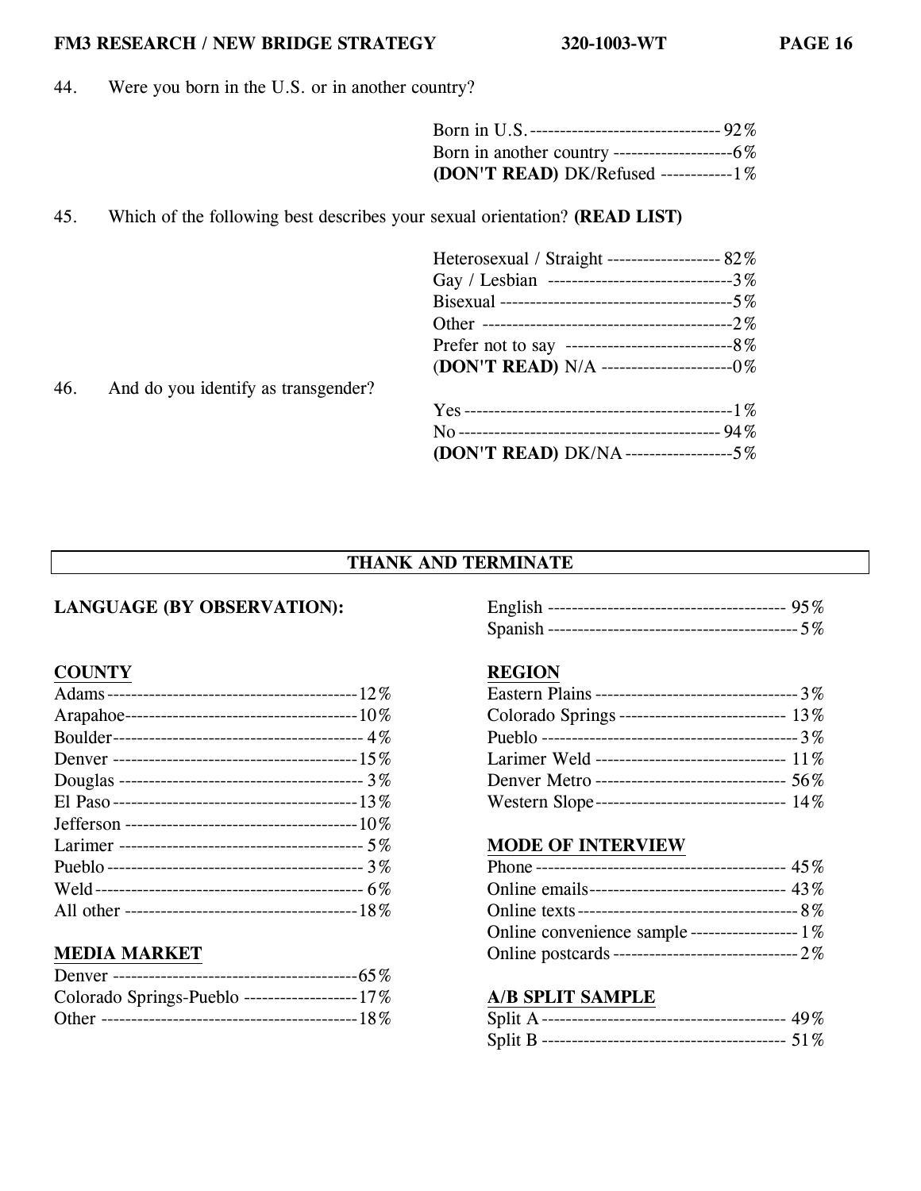44. Were you born in the U.S. or in another country?

| | |
|---|---|
| Born in U.S. | 92% |
| Born in another country | 6% |
| **(DON'T READ)** DK/Refused | 1% |

45. Which of the following best describes your sexual orientation? **(READ LIST)**

| | |
|---|---|
| Heterosexual / Straight | 82% |
| Gay / Lesbian | 3% |
| Bisexual | 5% |
| Other | 2% |
| Prefer not to say | 8% |
| (**DON'T READ)** N/A | 0% |

46. And do you identify as transgender?

| | |
|---|---|
| Yes | 1% |
| No | 94% |
| **(DON'T READ)** DK/NA | 5% |

**THANK AND TERMINATE**

**LANGUAGE (BY OBSERVATION):**

| | |
|---|---|
| English | 95% |
| Spanish | 5% |

**COUNTY**

| | |
|---|---|
| Adams | 12% |
| Arapahoe | 10% |
| Boulder | 4% |
| Denver | 15% |
| Douglas | 3% |
| El Paso | 13% |
| Jefferson | 10% |
| Larimer | 5% |
| Pueblo | 3% |
| Weld | 6% |
| All other | 18% |

**MEDIA MARKET**

| | |
|---|---|
| Denver | 65% |
| Colorado Springs-Pueblo | 17% |
| Other | 18% |

**REGION**

| | |
|---|---|
| Eastern Plains | 3% |
| Colorado Springs | 13% |
| Pueblo | 3% |
| Larimer Weld | 11% |
| Denver Metro | 56% |
| Western Slope | 14% |

**MODE OF INTERVIEW**

| | |
|---|---|
| Phone | 45% |
| Online emails | 43% |
| Online texts | 8% |
| Online convenience sample | 1% |
| Online postcards | 2% |

**A/B SPLIT SAMPLE**

| | |
|---|---|
| Split A | 49% |
| Split B | 51% |